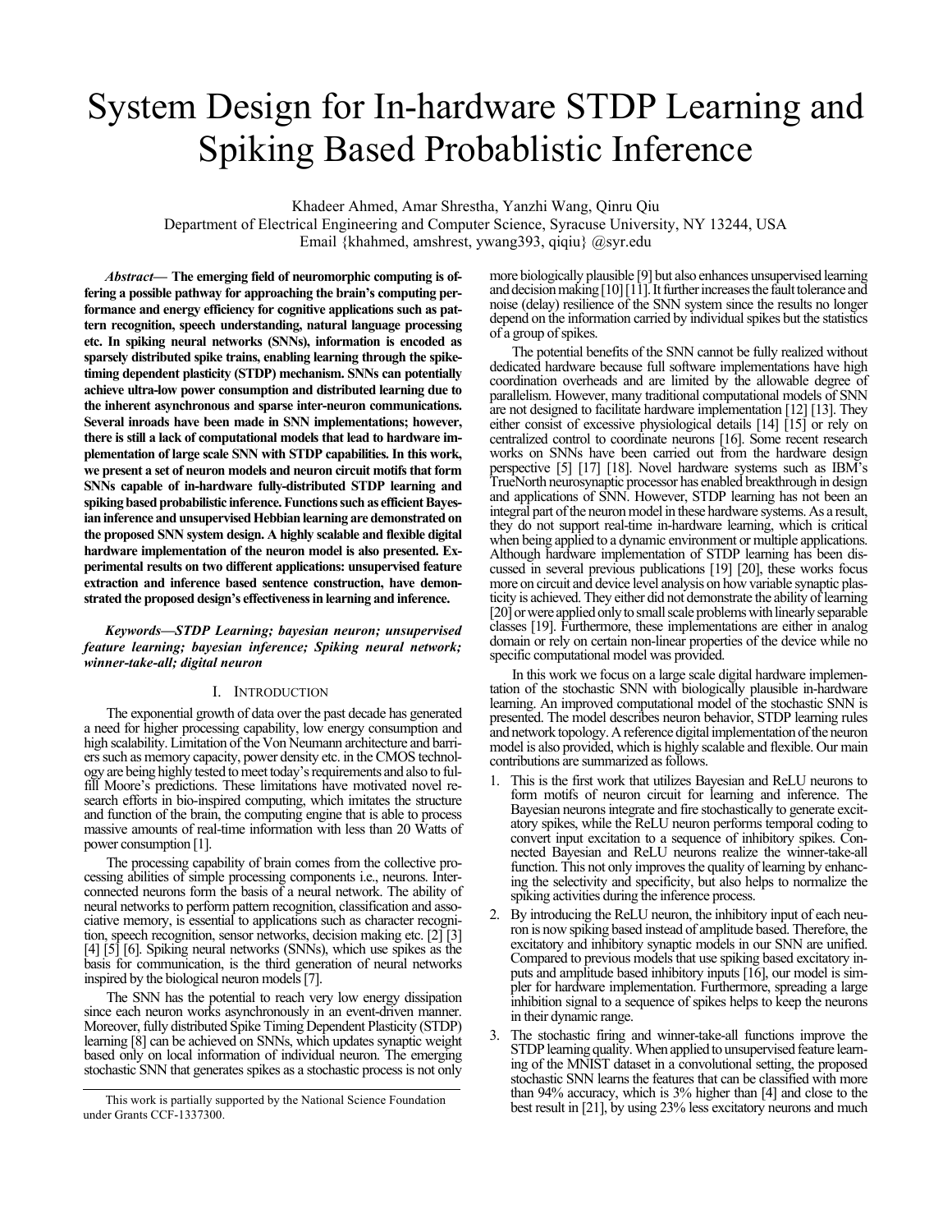# System Design for In-hardware STDP Learning and Spiking Based Probablistic Inference

Khadeer Ahmed, Amar Shrestha, Yanzhi Wang, Qinru Qiu
Department of Electrical Engineering and Computer Science, Syracuse University, NY 13244, USA
Email {khahmed, amshrest, ywang393, qiqiu} @syr.edu

***Abstract*— The emerging field of neuromorphic computing is offering a possible pathway for approaching the brain's computing performance and energy efficiency for cognitive applications such as pattern recognition, speech understanding, natural language processing etc. In spiking neural networks (SNNs), information is encoded as sparsely distributed spike trains, enabling learning through the spike-timing dependent plasticity (STDP) mechanism. SNNs can potentially achieve ultra-low power consumption and distributed learning due to the inherent asynchronous and sparse inter-neuron communications. Several inroads have been made in SNN implementations; however, there is still a lack of computational models that lead to hardware implementation of large scale SNN with STDP capabilities. In this work, we present a set of neuron models and neuron circuit motifs that form SNNs capable of in-hardware fully-distributed STDP learning and spiking based probabilistic inference. Functions such as efficient Bayesian inference and unsupervised Hebbian learning are demonstrated on the proposed SNN system design. A highly scalable and flexible digital hardware implementation of the neuron model is also presented. Experimental results on two different applications: unsupervised feature extraction and inference based sentence construction, have demonstrated the proposed design's effectiveness in learning and inference.**

***Keywords—STDP Learning; bayesian neuron; unsupervised feature learning; bayesian inference; Spiking neural network; winner-take-all; digital neuron***

## I. Introduction

The exponential growth of data over the past decade has generated a need for higher processing capability, low energy consumption and high scalability. Limitation of the Von Neumann architecture and barriers such as memory capacity, power density etc. in the CMOS technology are being highly tested to meet today's requirements and also to fulfill Moore's predictions. These limitations have motivated novel research efforts in bio-inspired computing, which imitates the structure and function of the brain, the computing engine that is able to process massive amounts of real-time information with less than 20 Watts of power consumption [1].

The processing capability of brain comes from the collective processing abilities of simple processing components i.e., neurons. Interconnected neurons form the basis of a neural network. The ability of neural networks to perform pattern recognition, classification and associative memory, is essential to applications such as character recognition, speech recognition, sensor networks, decision making etc. [2] [3] [4] [5] [6]. Spiking neural networks (SNNs), which use spikes as the basis for communication, is the third generation of neural networks inspired by the biological neuron models [7].

The SNN has the potential to reach very low energy dissipation since each neuron works asynchronously in an event-driven manner. Moreover, fully distributed Spike Timing Dependent Plasticity (STDP) learning [8] can be achieved on SNNs, which updates synaptic weight based only on local information of individual neuron. The emerging stochastic SNN that generates spikes as a stochastic process is not only more biologically plausible [9] but also enhances unsupervised learning and decision making [10] [11]. It further increases the fault tolerance and noise (delay) resilience of the SNN system since the results no longer depend on the information carried by individual spikes but the statistics of a group of spikes.

The potential benefits of the SNN cannot be fully realized without dedicated hardware because full software implementations have high coordination overheads and are limited by the allowable degree of parallelism. However, many traditional computational models of SNN are not designed to facilitate hardware implementation [12] [13]. They either consist of excessive physiological details [14] [15] or rely on centralized control to coordinate neurons [16]. Some recent research works on SNNs have been carried out from the hardware design perspective [5] [17] [18]. Novel hardware systems such as IBM's TrueNorth neurosynaptic processor has enabled breakthrough in design and applications of SNN. However, STDP learning has not been an integral part of the neuron model in these hardware systems. As a result, they do not support real-time in-hardware learning, which is critical when being applied to a dynamic environment or multiple applications. Although hardware implementation of STDP learning has been discussed in several previous publications [19] [20], these works focus more on circuit and device level analysis on how variable synaptic plasticity is achieved. They either did not demonstrate the ability of learning [20] or were applied only to small scale problems with linearly separable classes [19]. Furthermore, these implementations are either in analog domain or rely on certain non-linear properties of the device while no specific computational model was provided.

In this work we focus on a large scale digital hardware implementation of the stochastic SNN with biologically plausible in-hardware learning. An improved computational model of the stochastic SNN is presented. The model describes neuron behavior, STDP learning rules and network topology. A reference digital implementation of the neuron model is also provided, which is highly scalable and flexible. Our main contributions are summarized as follows.

1. This is the first work that utilizes Bayesian and ReLU neurons to form motifs of neuron circuit for learning and inference. The Bayesian neurons integrate and fire stochastically to generate excitatory spikes, while the ReLU neuron performs temporal coding to convert input excitation to a sequence of inhibitory spikes. Connected Bayesian and ReLU neurons realize the winner-take-all function. This not only improves the quality of learning by enhancing the selectivity and specificity, but also helps to normalize the spiking activities during the inference process.
2. By introducing the ReLU neuron, the inhibitory input of each neuron is now spiking based instead of amplitude based. Therefore, the excitatory and inhibitory synaptic models in our SNN are unified. Compared to previous models that use spiking based excitatory inputs and amplitude based inhibitory inputs [16], our model is simpler for hardware implementation. Furthermore, spreading a large inhibition signal to a sequence of spikes helps to keep the neurons in their dynamic range.
3. The stochastic firing and winner-take-all functions improve the STDP learning quality. When applied to unsupervised feature learning of the MNIST dataset in a convolutional setting, the proposed stochastic SNN learns the features that can be classified with more than 94% accuracy, which is 3% higher than [4] and close to the best result in [21], by using 23% less excitatory neurons and much

This work is partially supported by the National Science Foundation under Grants CCF-1337300.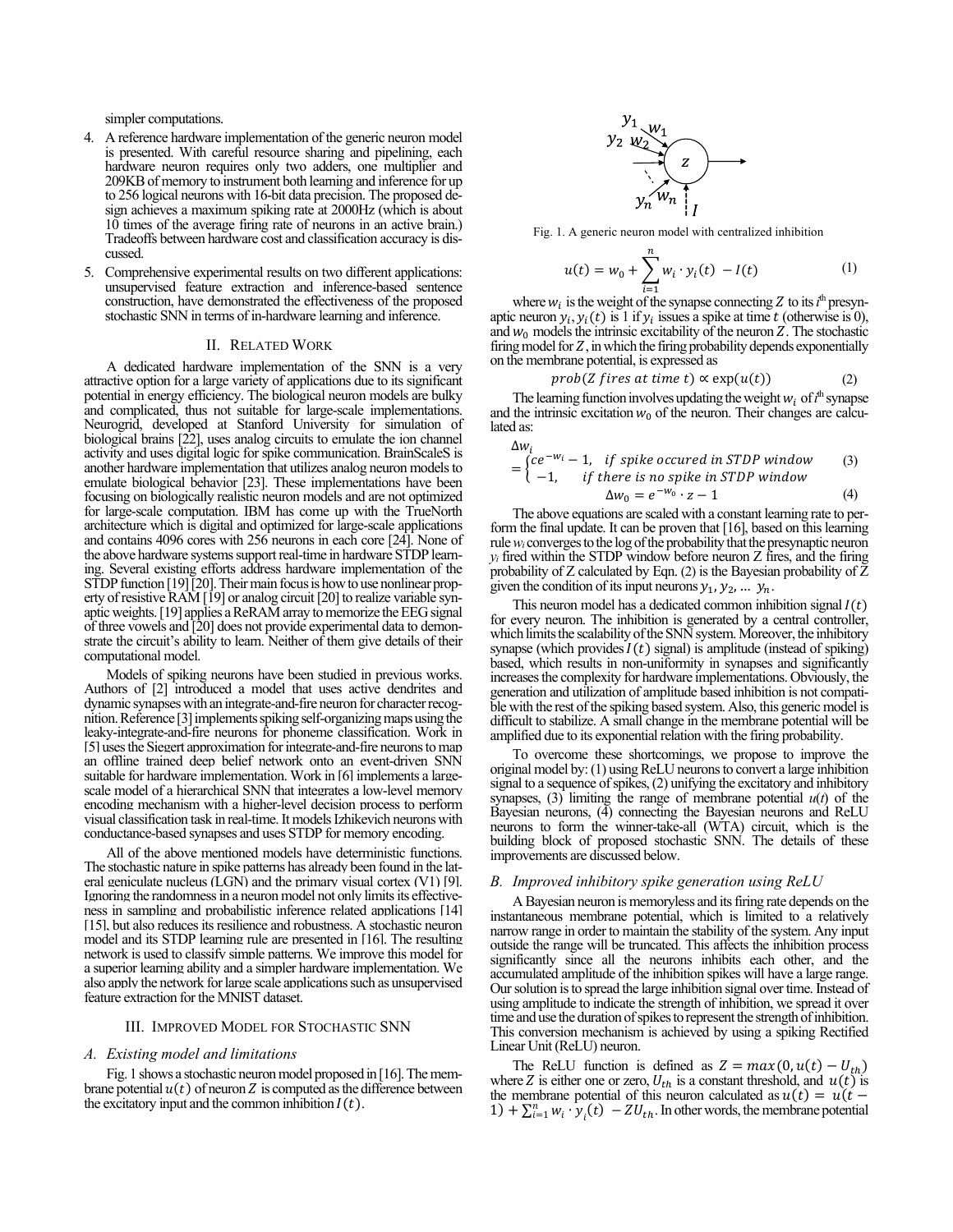simpler computations.

4. A reference hardware implementation of the generic neuron model is presented. With careful resource sharing and pipelining, each hardware neuron requires only two adders, one multiplier and 209KB of memory to instrument both learning and inference for up to 256 logical neurons with 16-bit data precision. The proposed design achieves a maximum spiking rate at 2000Hz (which is about 10 times of the average firing rate of neurons in an active brain.) Tradeoffs between hardware cost and classification accuracy is discussed.
5. Comprehensive experimental results on two different applications: unsupervised feature extraction and inference-based sentence construction, have demonstrated the effectiveness of the proposed stochastic SNN in terms of in-hardware learning and inference.

## II. Related Work

A dedicated hardware implementation of the SNN is a very attractive option for a large variety of applications due to its significant potential in energy efficiency. The biological neuron models are bulky and complicated, thus not suitable for large-scale implementations. Neurogrid, developed at Stanford University for simulation of biological brains [22], uses analog circuits to emulate the ion channel activity and uses digital logic for spike communication. BrainScaleS is another hardware implementation that utilizes analog neuron models to emulate biological behavior [23]. These implementations have been focusing on biologically realistic neuron models and are not optimized for large-scale computation. IBM has come up with the TrueNorth architecture which is digital and optimized for large-scale applications and contains 4096 cores with 256 neurons in each core [24]. None of the above hardware systems support real-time in hardware STDP learning. Several existing efforts address hardware implementation of the STDP function [19][20]. Their main focus is how to use nonlinear property of resistive RAM [19] or analog circuit [20] to realize variable synaptic weights. [19] applies a ReRAM array to memorize the EEG signal of three vowels and [20] does not provide experimental data to demonstrate the circuit's ability to learn. Neither of them give details of their computational model.

Models of spiking neurons have been studied in previous works. Authors of [2] introduced a model that uses active dendrites and dynamic synapses with an integrate-and-fire neuron for character recognition. Reference [3] implements spiking self-organizing maps using the leaky-integrate-and-fire neurons for phoneme classification. Work in [5] uses the Siegert approximation for integrate-and-fire neurons to map an offline trained deep belief network onto an event-driven SNN suitable for hardware implementation. Work in [6] implements a large-scale model of a hierarchical SNN that integrates a low-level memory encoding mechanism with a higher-level decision process to perform visual classification task in real-time. It models Izhikevich neurons with conductance-based synapses and uses STDP for memory encoding.

All of the above mentioned models have deterministic functions. The stochastic nature in spike patterns has already been found in the lateral geniculate nucleus (LGN) and the primary visual cortex (V1) [9]. Ignoring the randomness in a neuron model not only limits its effectiveness in sampling and probabilistic inference related applications [14] [15], but also reduces its resilience and robustness. A stochastic neuron model and its STDP learning rule are presented in [16]. The resulting network is used to classify simple patterns. We improve this model for a superior learning ability and a simpler hardware implementation. We also apply the network for large scale applications such as unsupervised feature extraction for the MNIST dataset.

## III. Improved Model for Stochastic SNN

### A. Existing model and limitations

Fig. 1 shows a stochastic neuron model proposed in [16]. The membrane potential $u(t)$ of neuron $Z$ is computed as the difference between the excitatory input and the common inhibition $I(t)$.

Fig. 1. A generic neuron model with centralized inhibition

$$u(t) = w_0 + \sum_{i=1}^{n} w_i \cdot y_i(t) - I(t) \tag{1}$$

where $w_i$ is the weight of the synapse connecting $Z$ to its $i^{th}$ presynaptic neuron $y_i$, $y_i(t)$ is 1 if $y_i$ issues a spike at time $t$ (otherwise is 0), and $w_0$ models the intrinsic excitability of the neuron $Z$. The stochastic firing model for $Z$, in which the firing probability depends exponentially on the membrane potential, is expressed as

$$prob(Z\ fires\ at\ time\ t) \propto \exp(u(t)) \tag{2}$$

The learning function involves updating the weight $w_i$ of $i^{th}$ synapse and the intrinsic excitation $w_0$ of the neuron. Their changes are calculated as:

$$\Delta w_i = \begin{cases} ce^{-w_i} - 1, & if\ spike\ occured\ in\ STDP\ window \\ -1, & if\ there\ is\ no\ spike\ in\ STDP\ window \end{cases} \tag{3}$$

$$\Delta w_0 = e^{-w_0} \cdot z - 1 \tag{4}$$

The above equations are scaled with a constant learning rate to perform the final update. It can be proven that [16], based on this learning rule $w_i$ converges to the log of the probability that the presynaptic neuron $y_i$ fired within the STDP window before neuron Z fires, and the firing probability of Z calculated by Eqn. (2) is the Bayesian probability of Z given the condition of its input neurons $y_1, y_2, \dots\ y_n$.

This neuron model has a dedicated common inhibition signal $I(t)$ for every neuron. The inhibition is generated by a central controller, which limits the scalability of the SNN system. Moreover, the inhibitory synapse (which provides $I(t)$ signal) is amplitude (instead of spiking) based, which results in non-uniformity in synapses and significantly increases the complexity for hardware implementations. Obviously, the generation and utilization of amplitude based inhibition is not compatible with the rest of the spiking based system. Also, this generic model is difficult to stabilize. A small change in the membrane potential will be amplified due to its exponential relation with the firing probability.

To overcome these shortcomings, we propose to improve the original model by: (1) using ReLU neurons to convert a large inhibition signal to a sequence of spikes, (2) unifying the excitatory and inhibitory synapses, (3) limiting the range of membrane potential $u(t)$ of the Bayesian neurons, (4) connecting the Bayesian neurons and ReLU neurons to form the winner-take-all (WTA) circuit, which is the building block of proposed stochastic SNN. The details of these improvements are discussed below.

### B. Improved inhibitory spike generation using ReLU

A Bayesian neuron is memoryless and its firing rate depends on the instantaneous membrane potential, which is limited to a relatively narrow range in order to maintain the stability of the system. Any input outside the range will be truncated. This affects the inhibition process significantly since all the neurons inhibits each other, and the accumulated amplitude of the inhibition spikes will have a large range. Our solution is to spread the large inhibition signal over time. Instead of using amplitude to indicate the strength of inhibition, we spread it over time and use the duration of spikes to represent the strength of inhibition. This conversion mechanism is achieved by using a spiking Rectified Linear Unit (ReLU) neuron.

The ReLU function is defined as $Z = max(0, u(t) - U_{th})$ where $Z$ is either one or zero, $U_{th}$ is a constant threshold, and $u(t)$ is the membrane potential of this neuron calculated as $u(t) = u(t-1) + \sum_{i=1}^{n} w_i \cdot y_i(t) - ZU_{th}$. In other words, the membrane potential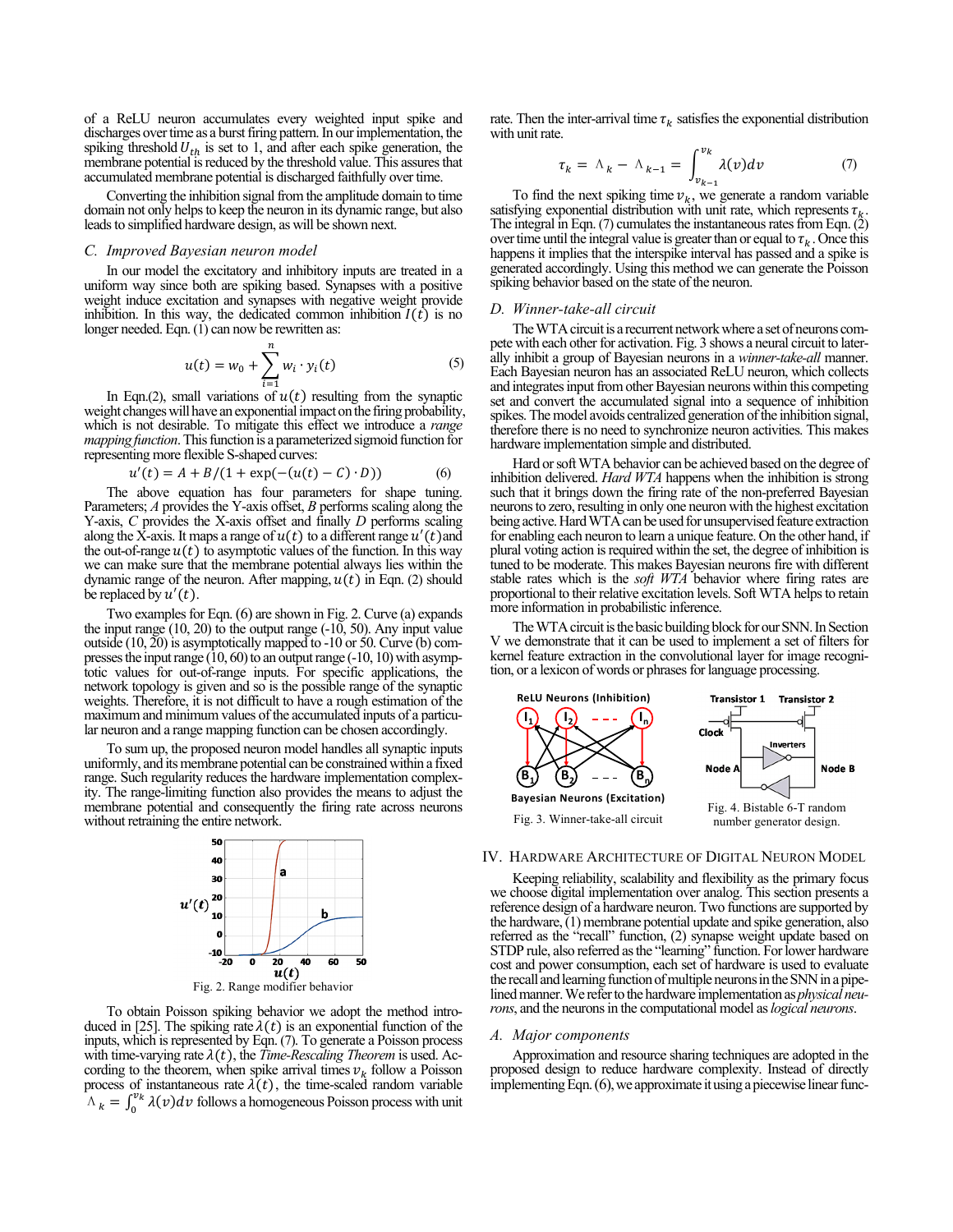of a ReLU neuron accumulates every weighted input spike and discharges over time as a burst firing pattern. In our implementation, the spiking threshold $U_{th}$ is set to 1, and after each spike generation, the membrane potential is reduced by the threshold value. This assures that accumulated membrane potential is discharged faithfully over time.

Converting the inhibition signal from the amplitude domain to time domain not only helps to keep the neuron in its dynamic range, but also leads to simplified hardware design, as will be shown next.

### C. Improved Bayesian neuron model

In our model the excitatory and inhibitory inputs are treated in a uniform way since both are spiking based. Synapses with a positive weight induce excitation and synapses with negative weight provide inhibition. In this way, the dedicated common inhibition $I(t)$ is no longer needed. Eqn. (1) can now be rewritten as:

$$u(t) = w_0 + \sum_{i=1}^{n} w_i \cdot y_i(t) \tag{5}$$

In Eqn.(2), small variations of $u(t)$ resulting from the synaptic weight changes will have an exponential impact on the firing probability, which is not desirable. To mitigate this effect we introduce a *range mapping function*. This function is a parameterized sigmoid function for representing more flexible S-shaped curves:

$$u'(t) = A + B/(1 + \exp(-(u(t) - C) \cdot D)) \tag{6}$$

The above equation has four parameters for shape tuning. Parameters; *A* provides the Y-axis offset, *B* performs scaling along the Y-axis, *C* provides the X-axis offset and finally *D* performs scaling along the X-axis. It maps a range of $u(t)$ to a different range $u'(t)$ and the out-of-range $u(t)$ to asymptotic values of the function. In this way we can make sure that the membrane potential always lies within the dynamic range of the neuron. After mapping, $u(t)$ in Eqn. (2) should be replaced by $u'(t)$.

Two examples for Eqn. (6) are shown in Fig. 2. Curve (a) expands the input range (10, 20) to the output range (-10, 50). Any input value outside (10, 20) is asymptotically mapped to -10 or 50. Curve (b) compresses the input range (10, 60) to an output range (-10, 10) with asymptotic values for out-of-range inputs. For specific applications, the network topology is given and so is the possible range of the synaptic weights. Therefore, it is not difficult to have a rough estimation of the maximum and minimum values of the accumulated inputs of a particular neuron and a range mapping function can be chosen accordingly.

To sum up, the proposed neuron model handles all synaptic inputs uniformly, and its membrane potential can be constrained within a fixed range. Such regularity reduces the hardware implementation complexity. The range-limiting function also provides the means to adjust the membrane potential and consequently the firing rate across neurons without retraining the entire network.

50
40
30
20
10
0
-10
$u'(t)$
a
b
-20 0 20 40 60 50
$u(t)$

Fig. 2. Range modifier behavior

To obtain Poisson spiking behavior we adopt the method introduced in [25]. The spiking rate $\lambda(t)$ is an exponential function of the inputs, which is represented by Eqn. (7). To generate a Poisson process with time-varying rate $\lambda(t)$, the *Time-Rescaling Theorem* is used. According to the theorem, when spike arrival times $v_k$ follow a Poisson process of instantaneous rate $\lambda(t)$, the time-scaled random variable $\Lambda_k = \int_0^{v_k} \lambda(v)dv$ follows a homogeneous Poisson process with unit rate. Then the inter-arrival time $\tau_k$ satisfies the exponential distribution with unit rate.

$$\tau_k = \Lambda_k - \Lambda_{k-1} = \int_{v_{k-1}}^{v_k} \lambda(v)dv \tag{7}$$

To find the next spiking time $v_k$, we generate a random variable satisfying exponential distribution with unit rate, which represents $\tau_k$. The integral in Eqn. (7) cumulates the instantaneous rates from Eqn. (2) over time until the integral value is greater than or equal to $\tau_k$. Once this happens it implies that the interspike interval has passed and a spike is generated accordingly. Using this method we can generate the Poisson spiking behavior based on the state of the neuron.

### D. Winner-take-all circuit

The WTA circuit is a recurrent network where a set of neurons compete with each other for activation. Fig. 3 shows a neural circuit to laterally inhibit a group of Bayesian neurons in a *winner-take-all* manner. Each Bayesian neuron has an associated ReLU neuron, which collects and integrates input from other Bayesian neurons within this competing set and convert the accumulated signal into a sequence of inhibition spikes. The model avoids centralized generation of the inhibition signal, therefore there is no need to synchronize neuron activities. This makes hardware implementation simple and distributed.

Hard or soft WTA behavior can be achieved based on the degree of inhibition delivered. *Hard WTA* happens when the inhibition is strong such that it brings down the firing rate of the non-preferred Bayesian neurons to zero, resulting in only one neuron with the highest excitation being active. Hard WTA can be used for unsupervised feature extraction for enabling each neuron to learn a unique feature. On the other hand, if plural voting action is required within the set, the degree of inhibition is tuned to be moderate. This makes Bayesian neurons fire with different stable rates which is the *soft WTA* behavior where firing rates are proportional to their relative excitation levels. Soft WTA helps to retain more information in probabilistic inference.

The WTA circuit is the basic building block for our SNN. In Section V we demonstrate that it can be used to implement a set of filters for kernel feature extraction in the convolutional layer for image recognition, or a lexicon of words or phrases for language processing.

ReLU Neurons (Inhibition)
$I_1$ $I_2$ $I_n$
$B_1$ $B_2$ $B_n$
Bayesian Neurons (Excitation)

Fig. 3. Winner-take-all circuit

Transistor 1
Transistor 2
Clock
Inverters
Node A
Node B

Fig. 4. Bistable 6-T random number generator design.

## IV. Hardware Architecture of Digital Neuron Model

Keeping reliability, scalability and flexibility as the primary focus we choose digital implementation over analog. This section presents a reference design of a hardware neuron. Two functions are supported by the hardware, (1) membrane potential update and spike generation, also referred as the "recall" function, (2) synapse weight update based on STDP rule, also referred as the "learning" function. For lower hardware cost and power consumption, each set of hardware is used to evaluate the recall and learning function of multiple neurons in the SNN in a pipelined manner. We refer to the hardware implementation as *physical neurons*, and the neurons in the computational model as *logical neurons*.

### A. Major components

Approximation and resource sharing techniques are adopted in the proposed design to reduce hardware complexity. Instead of directly implementing Eqn. (6), we approximate it using a piecewise linear func-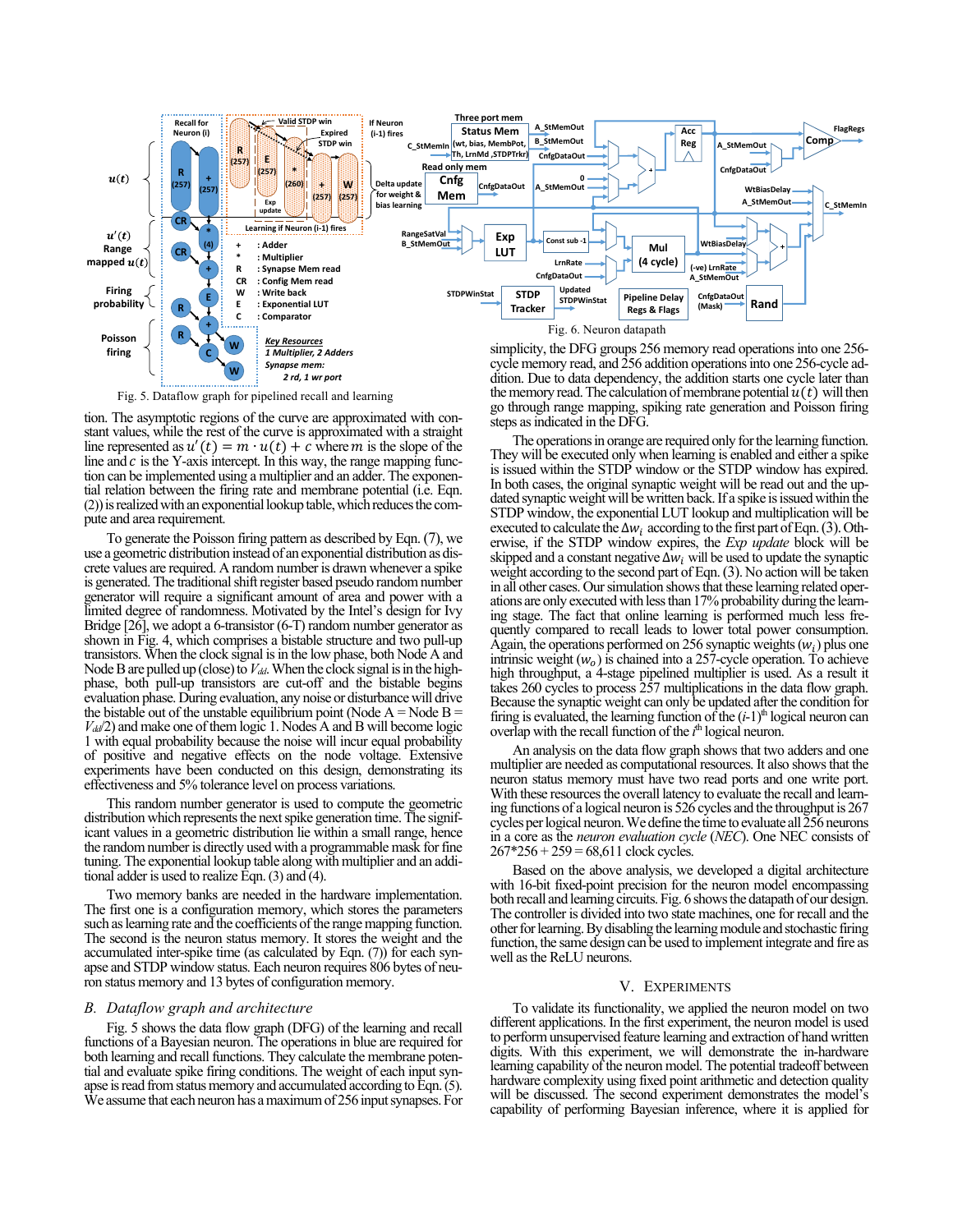Fig. 5. Dataflow graph for pipelined recall and learning

Fig. 6. Neuron datapath

tion. The asymptotic regions of the curve are approximated with constant values, while the rest of the curve is approximated with a straight line represented as $u'(t) = m \cdot u(t) + c$ where $m$ is the slope of the line and $c$ is the Y-axis intercept. In this way, the range mapping function can be implemented using a multiplier and an adder. The exponential relation between the firing rate and membrane potential (i.e. Eqn. (2)) is realized with an exponential lookup table, which reduces the compute and area requirement.

To generate the Poisson firing pattern as described by Eqn. (7), we use a geometric distribution instead of an exponential distribution as discrete values are required. A random number is drawn whenever a spike is generated. The traditional shift register based pseudo random number generator will require a significant amount of area and power with a limited degree of randomness. Motivated by the Intel's design for Ivy Bridge [26], we adopt a 6-transistor (6-T) random number generator as shown in Fig. 4, which comprises a bistable structure and two pull-up transistors. When the clock signal is in the low phase, both Node A and Node B are pulled up (close) to $V_{dd}$. When the clock signal is in the high-phase, both pull-up transistors are cut-off and the bistable begins evaluation phase. During evaluation, any noise or disturbance will drive the bistable out of the unstable equilibrium point (Node A = Node B = $V_{dd}/2$) and make one of them logic 1. Nodes A and B will become logic 1 with equal probability because the noise will incur equal probability of positive and negative effects on the node voltage. Extensive experiments have been conducted on this design, demonstrating its effectiveness and 5% tolerance level on process variations.

This random number generator is used to compute the geometric distribution which represents the next spike generation time. The significant values in a geometric distribution lie within a small range, hence the random number is directly used with a programmable mask for fine tuning. The exponential lookup table along with multiplier and an additional adder is used to realize Eqn. (3) and (4).

Two memory banks are needed in the hardware implementation. The first one is a configuration memory, which stores the parameters such as learning rate and the coefficients of the range mapping function. The second is the neuron status memory. It stores the weight and the accumulated inter-spike time (as calculated by Eqn. (7)) for each synapse and STDP window status. Each neuron requires 806 bytes of neuron status memory and 13 bytes of configuration memory.

## B. Dataflow graph and architecture

Fig. 5 shows the data flow graph (DFG) of the learning and recall functions of a Bayesian neuron. The operations in blue are required for both learning and recall functions. They calculate the membrane potential and evaluate spike firing conditions. The weight of each input synapse is read from status memory and accumulated according to Eqn. (5). We assume that each neuron has a maximum of 256 input synapses. For simplicity, the DFG groups 256 memory read operations into one 256-cycle memory read, and 256 addition operations into one 256-cycle addition. Due to data dependency, the addition starts one cycle later than the memory read. The calculation of membrane potential $u(t)$ will then go through range mapping, spiking rate generation and Poisson firing steps as indicated in the DFG.

The operations in orange are required only for the learning function. They will be executed only when learning is enabled and either a spike is issued within the STDP window or the STDP window has expired. In both cases, the original synaptic weight will be read out and the updated synaptic weight will be written back. If a spike is issued within the STDP window, the exponential LUT lookup and multiplication will be executed to calculate the $\Delta w_i$ according to the first part of Eqn. (3). Otherwise, if the STDP window expires, the *Exp update* block will be skipped and a constant negative $\Delta w_i$ will be used to update the synaptic weight according to the second part of Eqn. (3). No action will be taken in all other cases. Our simulation shows that these learning related operations are only executed with less than 17% probability during the learning stage. The fact that online learning is performed much less frequently compared to recall leads to lower total power consumption. Again, the operations performed on 256 synaptic weights ($w_i$) plus one intrinsic weight ($w_o$) is chained into a 257-cycle operation. To achieve high throughput, a 4-stage pipelined multiplier is used. As a result it takes 260 cycles to process 257 multiplications in the data flow graph. Because the synaptic weight can only be updated after the condition for firing is evaluated, the learning function of the ($i$-1)[th] logical neuron can overlap with the recall function of the $i$[th] logical neuron.

An analysis on the data flow graph shows that two adders and one multiplier are needed as computational resources. It also shows that the neuron status memory must have two read ports and one write port. With these resources the overall latency to evaluate the recall and learning functions of a logical neuron is 526 cycles and the throughput is 267 cycles per logical neuron. We define the time to evaluate all 256 neurons in a core as the *neuron evaluation cycle* (*NEC*). One NEC consists of 267\*256 + 259 = 68,611 clock cycles.

Based on the above analysis, we developed a digital architecture with 16-bit fixed-point precision for the neuron model encompassing both recall and learning circuits. Fig. 6 shows the datapath of our design. The controller is divided into two state machines, one for recall and the other for learning. By disabling the learning module and stochastic firing function, the same design can be used to implement integrate and fire as well as the ReLU neurons.

# V. Experiments

To validate its functionality, we applied the neuron model on two different applications. In the first experiment, the neuron model is used to perform unsupervised feature learning and extraction of hand written digits. With this experiment, we will demonstrate the in-hardware learning capability of the neuron model. The potential tradeoff between hardware complexity using fixed point arithmetic and detection quality will be discussed. The second experiment demonstrates the model's capability of performing Bayesian inference, where it is applied for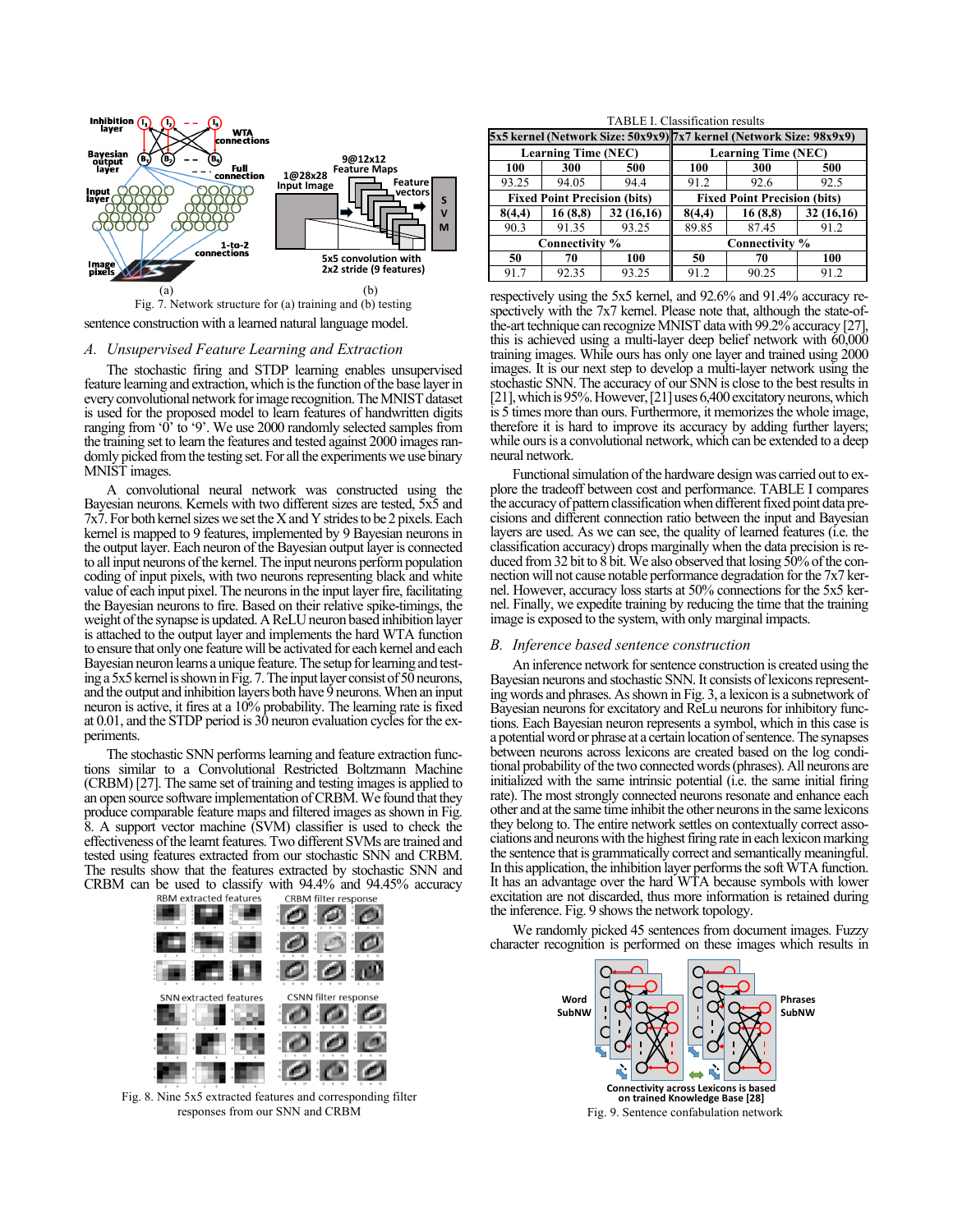Fig. 7. Network structure for (a) training and (b) testing

sentence construction with a learned natural language model.

### A. Unsupervised Feature Learning and Extraction

The stochastic firing and STDP learning enables unsupervised feature learning and extraction, which is the function of the base layer in every convolutional network for image recognition. The MNIST dataset is used for the proposed model to learn features of handwritten digits ranging from '0' to '9'. We use 2000 randomly selected samples from the training set to learn the features and tested against 2000 images randomly picked from the testing set. For all the experiments we use binary MNIST images.

A convolutional neural network was constructed using the Bayesian neurons. Kernels with two different sizes are tested, 5x5 and 7x7. For both kernel sizes we set the X and Y strides to be 2 pixels. Each kernel is mapped to 9 features, implemented by 9 Bayesian neurons in the output layer. Each neuron of the Bayesian output layer is connected to all input neurons of the kernel. The input neurons perform population coding of input pixels, with two neurons representing black and white value of each input pixel. The neurons in the input layer fire, facilitating the Bayesian neurons to fire. Based on their relative spike-timings, the weight of the synapse is updated. A ReLU neuron based inhibition layer is attached to the output layer and implements the hard WTA function to ensure that only one feature will be activated for each kernel and each Bayesian neuron learns a unique feature. The setup for learning and testing a 5x5 kernel is shown in Fig. 7. The input layer consist of 50 neurons, and the output and inhibition layers both have 9 neurons. When an input neuron is active, it fires at a 10% probability. The learning rate is fixed at 0.01, and the STDP period is 30 neuron evaluation cycles for the experiments.

The stochastic SNN performs learning and feature extraction functions similar to a Convolutional Restricted Boltzmann Machine (CRBM) [27]. The same set of training and testing images is applied to an open source software implementation of CRBM. We found that they produce comparable feature maps and filtered images as shown in Fig. 8. A support vector machine (SVM) classifier is used to check the effectiveness of the learnt features. Two different SVMs are trained and tested using features extracted from our stochastic SNN and CRBM. The results show that the features extracted by stochastic SNN and CRBM can be used to classify with 94.4% and 94.45% accuracy

Fig. 8. Nine 5x5 extracted features and corresponding filter responses from our SNN and CRBM

TABLE I. Classification results

| 5x5 kernel (Network Size: 50x9x9) | | | 7x7 kernel (Network Size: 98x9x9) | | |
|---|---|---|---|---|---|
| **Learning Time (NEC)** | | | **Learning Time (NEC)** | | |
| **100** | **300** | **500** | **100** | **300** | **500** |
| 93.25 | 94.05 | 94.4 | 91.2 | 92.6 | 92.5 |
| **Fixed Point Precision (bits)** | | | **Fixed Point Precision (bits)** | | |
| **8(4,4)** | **16 (8,8)** | **32 (16,16)** | **8(4,4)** | **16 (8,8)** | **32 (16,16)** |
| 90.3 | 91.35 | 93.25 | 89.85 | 87.45 | 91.2 |
| **Connectivity %** | | | **Connectivity %** | | |
| **50** | **70** | **100** | **50** | **70** | **100** |
| 91.7 | 92.35 | 93.25 | 91.2 | 90.25 | 91.2 |

respectively using the 5x5 kernel, and 92.6% and 91.4% accuracy respectively with the 7x7 kernel. Please note that, although the state-of-the-art technique can recognize MNIST data with 99.2% accuracy [27], this is achieved using a multi-layer deep belief network with 60,000 training images. While ours has only one layer and trained using 2000 images. It is our next step to develop a multi-layer network using the stochastic SNN. The accuracy of our SNN is close to the best results in [21], which is 95%. However, [21] uses 6,400 excitatory neurons, which is 5 times more than ours. Furthermore, it memorizes the whole image, therefore it is hard to improve its accuracy by adding further layers; while ours is a convolutional network, which can be extended to a deep neural network.

Functional simulation of the hardware design was carried out to explore the tradeoff between cost and performance. TABLE I compares the accuracy of pattern classification when different fixed point data precisions and different connection ratio between the input and Bayesian layers are used. As we can see, the quality of learned features (i.e. the classification accuracy) drops marginally when the data precision is reduced from 32 bit to 8 bit. We also observed that losing 50% of the connection will not cause notable performance degradation for the 7x7 kernel. However, accuracy loss starts at 50% connections for the 5x5 kernel. Finally, we expedite training by reducing the time that the training image is exposed to the system, with only marginal impacts.

### B. Inference based sentence construction

An inference network for sentence construction is created using the Bayesian neurons and stochastic SNN. It consists of lexicons representing words and phrases. As shown in Fig. 3, a lexicon is a subnetwork of Bayesian neurons for excitatory and ReLu neurons for inhibitory functions. Each Bayesian neuron represents a symbol, which in this case is a potential word or phrase at a certain location of sentence. The synapses between neurons across lexicons are created based on the log conditional probability of the two connected words (phrases). All neurons are initialized with the same intrinsic potential (i.e. the same initial firing rate). The most strongly connected neurons resonate and enhance each other and at the same time inhibit the other neurons in the same lexicons they belong to. The entire network settles on contextually correct associations and neurons with the highest firing rate in each lexicon marking the sentence that is grammatically correct and semantically meaningful. In this application, the inhibition layer performs the soft WTA function. It has an advantage over the hard WTA because symbols with lower excitation are not discarded, thus more information is retained during the inference. Fig. 9 shows the network topology.

Fig. 9. Sentence confabulation network

We randomly picked 45 sentences from document images. Fuzzy character recognition is performed on these images which results in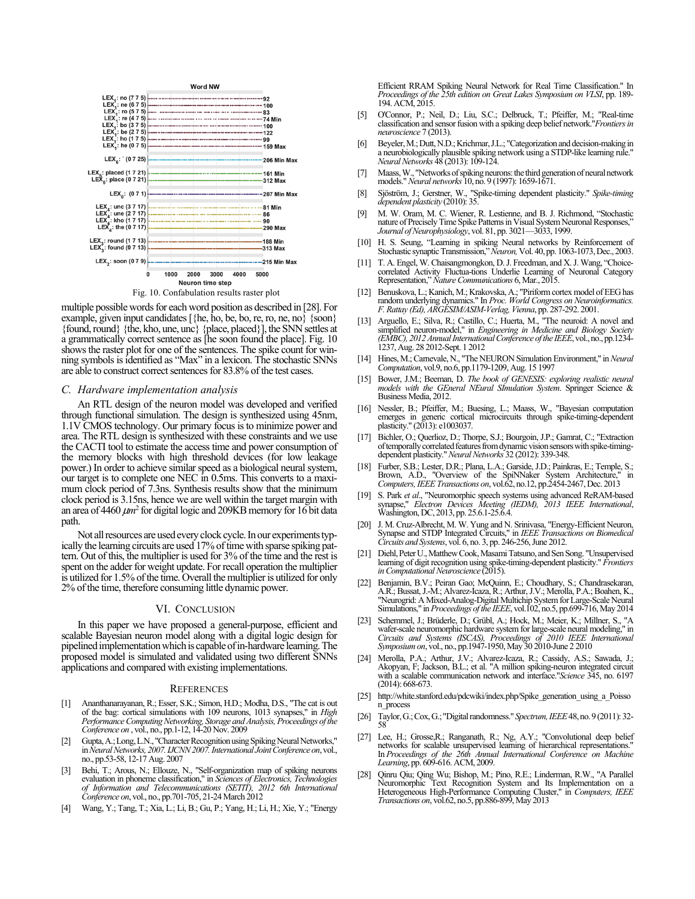Word NW

LEX$_1$: no (7 7 5) 92
LEX$_1$: ne (6 7 5) 100
LEX$_1$: ro (5 7 5) 83
LEX$_1$: re (4 7 5) 74 Min
LEX$_1$: bo (3 7 5) 100
LEX$_1$: be (2 7 5) 122
LEX$_1$: ho (1 7 5) 99
LEX$_1$: he (0 7 5) 159 Max
LEX$_6$: ` (0 7 25) 206 Min Max
LEX$_5$: placed (1 7 21) 161 Min
LEX$_5$: place (0 7 21) 312 Max
LEX$_0$: (0 7 1) 207 Min Max
LEX$_4$: unc (3 7 17) 81 Min
LEX$_4$: une (2 7 17) 86
LEX$_4$: kho (1 7 17) 90
LEX$_4$: the (0 7 17) 290 Max
LEX$_3$: round (1 7 13) 188 Min
LEX$_3$: found (0 7 13) 313 Max
LEX$_2$: soon (0 7 9) 215 Min Max

0 1000 2000 3000 4000 5000
Neuron time step

Fig. 10. Confabulation results raster plot

multiple possible words for each word position as described in [28]. For example, given input candidates [{he, ho, be, bo, re, ro, ne, no} {soon} {found, round} {the, kho, une, unc} {place, placed}], the SNN settles at a grammatically correct sentence as [he soon found the place]. Fig. 10 shows the raster plot for one of the sentences. The spike count for winning symbols is identified as "Max" in a lexicon. The stochastic SNNs are able to construct correct sentences for 83.8% of the test cases.

### C. Hardware implementation analysis

An RTL design of the neuron model was developed and verified through functional simulation. The design is synthesized using 45nm, 1.1V CMOS technology. Our primary focus is to minimize power and area. The RTL design is synthesized with these constraints and we use the CACTI tool to estimate the access time and power consumption of the memory blocks with high threshold devices (for low leakage power.) In order to achieve similar speed as a biological neural system, our target is to complete one NEC in 0.5ms. This converts to a maximum clock period of 7.3ns. Synthesis results show that the minimum clock period is 3.15ns, hence we are well within the target margin with an area of 4460 $\mu m^2$ for digital logic and 209KB memory for 16 bit data path.

Not all resources are used every clock cycle. In our experiments typically the learning circuits are used 17% of time with sparse spiking pattern. Out of this, the multiplier is used for 3% of the time and the rest is spent on the adder for weight update. For recall operation the multiplier is utilized for 1.5% of the time. Overall the multiplier is utilized for only 2% of the time, therefore consuming little dynamic power.

## VI. Conclusion

In this paper we have proposed a general-purpose, efficient and scalable Bayesian neuron model along with a digital logic design for pipelined implementation which is capable of in-hardware learning. The proposed model is simulated and validated using two different SNNs applications and compared with existing implementations.

## References

[1] Ananthanarayanan, R.; Esser, S.K.; Simon, H.D.; Modha, D.S., "The cat is out of the bag: cortical simulations with 109 neurons, 1013 synapses," in *High Performance Computing Networking, Storage and Analysis, Proceedings of the Conference on* , vol., no., pp.1-12, 14-20 Nov. 2009

[2] Gupta, A.; Long, L.N., "Character Recognition using Spiking Neural Networks," in *Neural Networks, 2007. IJCNN 2007. International Joint Conference on*, vol., no., pp.53-58, 12-17 Aug. 2007

[3] Behi, T.; Arous, N.; Ellouze, N., "Self-organization map of spiking neurons evaluation in phoneme classification," in *Sciences of Electronics, Technologies of Information and Telecommunications (SETIT), 2012 6th International Conference on*, vol., no., pp.701-705, 21-24 March 2012

[4] Wang, Y.; Tang, T.; Xia, L.; Li, B.; Gu, P.; Yang, H.; Li, H.; Xie, Y.; "Energy Efficient RRAM Spiking Neural Network for Real Time Classification." In *Proceedings of the 25th edition on Great Lakes Symposium on VLSI*, pp. 189-194. ACM, 2015.

[5] O'Connor, P.; Neil, D.; Liu, S.C.; Delbruck, T.; Pfeiffer, M.; "Real-time classification and sensor fusion with a spiking deep belief network."*Frontiers in neuroscience* 7 (2013).

[6] Beyeler, M.; Dutt, N.D.; Krichmar, J.L.; "Categorization and decision-making in a neurobiologically plausible spiking network using a STDP-like learning rule." *Neural Networks* 48 (2013): 109-124.

[7] Maass, W., "Networks of spiking neurons: the third generation of neural network models." *Neural networks* 10, no. 9 (1997): 1659-1671.

[8] Sjöström, J.; Gerstner, W., "Spike-timing dependent plasticity." *Spike-timing dependent plasticity* (2010): 35.

[9] M. W. Oram, M. C. Wiener, R. Lestienne, and B. J. Richmond, "Stochastic nature of Precisely Time Spike Patterns in Visual System Neuronal Responses," *Journal of Neurophysiology*, vol. 81, pp. 3021—3033, 1999.

[10] H. S. Seung, "Learning in spiking Neural networks by Reinforcement of Stochastic synaptic Transmission," *Neuron,* Vol. 40, pp. 1063-1073, Dec., 2003.

[11] T. A. Engel, W. Chaisangmongkon, D. J. Freedman, and X. J. Wang, "Choice-correlated Activity Fluctua-tions Underlie Learning of Neuronal Category Representation," *Nature Communications* 6, Mar., 2015.

[12] Benuskova, L.; Kanich, M.; Krakovska, A.; "Piriform cortex model of EEG has random underlying dynamics." In *Proc. World Congress on Neuroinformatics. F. Rattay (Ed), ARGESIM/ASIM-Verlag, Vienna*, pp. 287-292. 2001.

[13] Arguello, E.; Silva, R.; Castillo, C.; Huerta, M., "The neuroid: A novel and simplified neuron-model," in *Engineering in Medicine and Biology Society (EMBC), 2012 Annual International Conference of the IEEE*, vol., no., pp.1234-1237, Aug. 28 2012-Sept. 1 2012

[14] Hines, M.; Carnevale, N., "The NEURON Simulation Environment," in *Neural Computation*, vol.9, no.6, pp.1179-1209, Aug. 15 1997

[15] Bower, J.M.; Beeman, D. *The book of GENESIS: exploring realistic neural models with the GEneral NEural SImulation System*. Springer Science & Business Media, 2012.

[16] Nessler, B.; Pfeiffer, M.; Buesing, L.; Maass, W., "Bayesian computation emerges in generic cortical microcircuits through spike-timing-dependent plasticity." (2013): e1003037.

[17] Bichler, O.; Querlioz, D.; Thorpe, S.J.; Bourgoin, J.P.; Gamrat, C.; "Extraction of temporally correlated features from dynamic vision sensors with spike-timing-dependent plasticity." *Neural Networks* 32 (2012): 339-348.

[18] Furber, S.B.; Lester, D.R.; Plana, L.A.; Garside, J.D.; Painkras, E.; Temple, S.; Brown, A.D., "Overview of the SpiNNaker System Architecture," in *Computers, IEEE Transactions on*, vol.62, no.12, pp.2454-2467, Dec. 2013

[19] S. Park *et al*., "Neuromorphic speech systems using advanced ReRAM-based synapse," *Electron Devices Meeting (IEDM), 2013 IEEE International*, Washington, DC, 2013, pp. 25.6.1-25.6.4.

[20] J. M. Cruz-Albrecht, M. W. Yung and N. Srinivasa, "Energy-Efficient Neuron, Synapse and STDP Integrated Circuits," in *IEEE Transactions on Biomedical Circuits and Systems*, vol. 6, no. 3, pp. 246-256, June 2012.

[21] Diehl, Peter U., Matthew Cook, Masami Tatsuno, and Sen Song. "Unsupervised learning of digit recognition using spike-timing-dependent plasticity." *Frontiers in Computational Neuroscience* (2015).

[22] Benjamin, B.V.; Peiran Gao; McQuinn, E.; Choudhary, S.; Chandrasekaran, A.R.; Bussat, J.-M.; Alvarez-Icaza, R.; Arthur, J.V.; Merolla, P.A.; Boahen, K., "Neurogrid: A Mixed-Analog-Digital Multichip System for Large-Scale Neural Simulations," in *Proceedings of the IEEE*, vol.102, no.5, pp.699-716, May 2014

[23] Schemmel, J.; Brüderle, D.; Grübl, A.; Hock, M.; Meier, K.; Millner, S., "A wafer-scale neuromorphic hardware system for large-scale neural modeling," in *Circuits and Systems (ISCAS), Proceedings of 2010 IEEE International Symposium on*, vol., no., pp.1947-1950, May 30 2010-June 2 2010

[24] Merolla, P.A.; Arthur, J.V.; Alvarez-Icaza, R.; Cassidy, A.S.; Sawada, J.; Akopyan, F; Jackson, B.L.; et al. "A million spiking-neuron integrated circuit with a scalable communication network and interface."*Science* 345, no. 6197 (2014): 668-673.

[25] http://white.stanford.edu/pdcwiki/index.php/Spike_generation_using_a_Poisson_process

[26] Taylor, G.; Cox, G.; "Digital randomness." *Spectrum, IEEE* 48, no. 9 (2011): 32-58

[27] Lee, H.; Grosse,R.; Ranganath, R.; Ng, A.Y.; "Convolutional deep belief networks for scalable unsupervised learning of hierarchical representations." In *Proceedings of the 26th Annual International Conference on Machine Learning*, pp. 609-616. ACM, 2009.

[28] Qinru Qiu; Qing Wu; Bishop, M.; Pino, R.E.; Linderman, R.W., "A Parallel Neuromorphic Text Recognition System and Its Implementation on a Heterogeneous High-Performance Computing Cluster," in *Computers, IEEE Transactions on*, vol.62, no.5, pp.886-899, May 2013